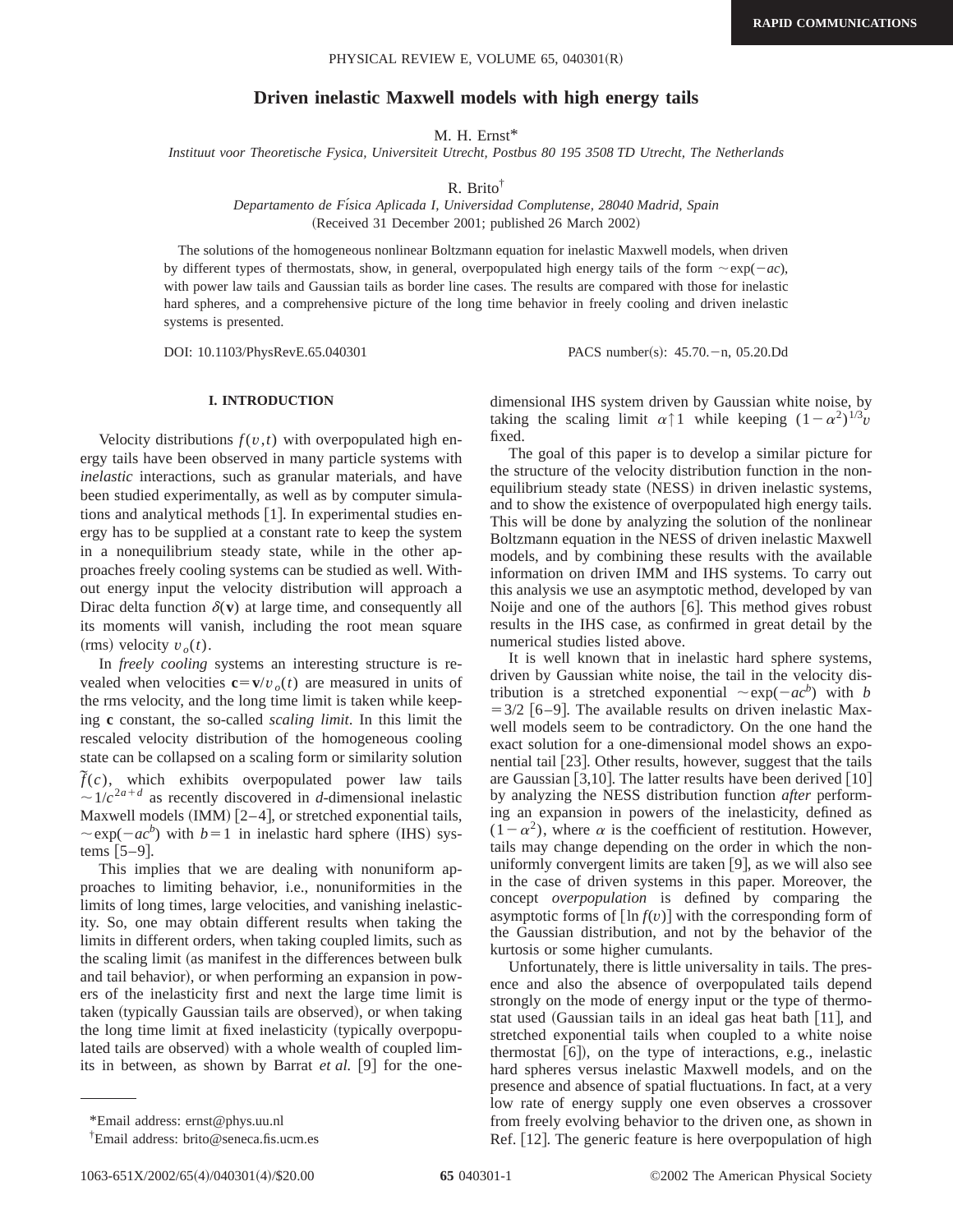# Driven inelastic Maxwell models with high energy tails

M. H. Ernst*

*Instituut voor Theoretische Fysica, Universiteit Utrecht, Postbus 80 195 3508 TD Utrecht, The Netherlands*

R. Brito†

*Departamento de Física Aplicada I, Universidad Complutense, 28040 Madrid, Spain*

(Received 31 December 2001; published 26 March 2002)

The solutions of the homogeneous nonlinear Boltzmann equation for inelastic Maxwell models, when driven by different types of thermostats, show, in general, overpopulated high energy tails of the form $\sim\exp(-ac)$, with power law tails and Gaussian tails as border line cases. The results are compared with those for inelastic hard spheres, and a comprehensive picture of the long time behavior in freely cooling and driven inelastic systems is presented.

DOI: 10.1103/PhysRevE.65.040301 PACS number(s): 45.70.−n, 05.20.Dd

## I. INTRODUCTION

Velocity distributions $f(v,t)$ with overpopulated high energy tails have been observed in many particle systems with *inelastic* interactions, such as granular materials, and have been studied experimentally, as well as by computer simulations and analytical methods [1]. In experimental studies energy has to be supplied at a constant rate to keep the system in a nonequilibrium steady state, while in the other approaches freely cooling systems can be studied as well. Without energy input the velocity distribution will approach a Dirac delta function $\delta(\mathbf{v})$ at large time, and consequently all its moments will vanish, including the root mean square (rms) velocity $v_o(t)$.

In *freely cooling* systems an interesting structure is revealed when velocities $\mathbf{c}=\mathbf{v}/v_o(t)$ are measured in units of the rms velocity, and the long time limit is taken while keeping $\mathbf{c}$ constant, the so-called *scaling limit.* In this limit the rescaled velocity distribution of the homogeneous cooling state can be collapsed on a scaling form or similarity solution $\tilde{f}(c)$, which exhibits overpopulated power law tails $\sim 1/c^{2a+d}$ as recently discovered in $d$-dimensional inelastic Maxwell models (IMM) [2–4], or stretched exponential tails, $\sim\exp(-ac^b)$ with $b=1$ in inelastic hard sphere (IHS) systems [5–9].

This implies that we are dealing with nonuniform approaches to limiting behavior, i.e., nonuniformities in the limits of long times, large velocities, and vanishing inelasticity. So, one may obtain different results when taking the limits in different orders, when taking coupled limits, such as the scaling limit (as manifest in the differences between bulk and tail behavior), or when performing an expansion in powers of the inelasticity first and next the large time limit is taken (typically Gaussian tails are observed), or when taking the long time limit at fixed inelasticity (typically overpopulated tails are observed) with a whole wealth of coupled limits in between, as shown by Barrat *et al.* [9] for the one-dimensional IHS system driven by Gaussian white noise, by taking the scaling limit $\alpha\uparrow 1$ while keeping $(1-\alpha^2)^{1/3}v$ fixed.

The goal of this paper is to develop a similar picture for the structure of the velocity distribution function in the nonequilibrium steady state (NESS) in driven inelastic systems, and to show the existence of overpopulated high energy tails. This will be done by analyzing the solution of the nonlinear Boltzmann equation in the NESS of driven inelastic Maxwell models, and by combining these results with the available information on driven IMM and IHS systems. To carry out this analysis we use an asymptotic method, developed by van Noije and one of the authors [6]. This method gives robust results in the IHS case, as confirmed in great detail by the numerical studies listed above.

It is well known that in inelastic hard sphere systems, driven by Gaussian white noise, the tail in the velocity distribution is a stretched exponential $\sim\exp(-ac^b)$ with $b=3/2$ [6–9]. The available results on driven inelastic Maxwell models seem to be contradictory. On the one hand the exact solution for a one-dimensional model shows an exponential tail [23]. Other results, however, suggest that the tails are Gaussian [3,10]. The latter results have been derived [10] by analyzing the NESS distribution function *after* performing an expansion in powers of the inelasticity, defined as $(1-\alpha^2)$, where $\alpha$ is the coefficient of restitution. However, tails may change depending on the order in which the nonuniformly convergent limits are taken [9], as we will also see in the case of driven systems in this paper. Moreover, the concept *overpopulation* is defined by comparing the asymptotic forms of $[\ln f(v)]$ with the corresponding form of the Gaussian distribution, and not by the behavior of the kurtosis or some higher cumulants.

Unfortunately, there is little universality in tails. The presence and also the absence of overpopulated tails depend strongly on the mode of energy input or the type of thermostat used (Gaussian tails in an ideal gas heat bath [11], and stretched exponential tails when coupled to a white noise thermostat [6]), on the type of interactions, e.g., inelastic hard spheres versus inelastic Maxwell models, and on the presence and absence of spatial fluctuations. In fact, at a very low rate of energy supply one even observes a crossover from freely evolving behavior to the driven one, as shown in Ref. [12]. The generic feature is here overpopulation of high

*Email address: ernst@phys.uu.nl

†Email address: brito@seneca.fis.ucm.es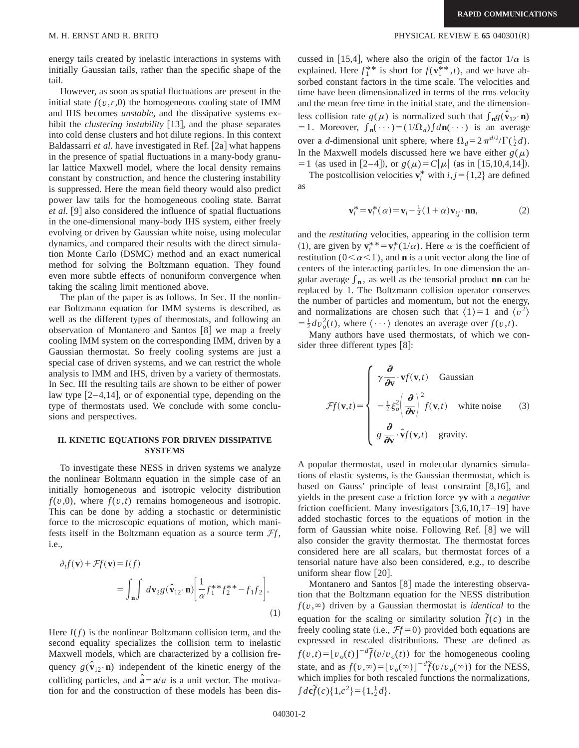energy tails created by inelastic interactions in systems with initially Gaussian tails, rather than the specific shape of the tail.

However, as soon as spatial fluctuations are present in the initial state $f(v,r,0)$ the homogeneous cooling state of IMM and IHS becomes *unstable*, and the dissipative systems exhibit the *clustering instability* [13], and the phase separates into cold dense clusters and hot dilute regions. In this context Baldassarri *et al.* have investigated in Ref. [2a] what happens in the presence of spatial fluctuations in a many-body granular lattice Maxwell model, where the local density remains constant by construction, and hence the clustering instability is suppressed. Here the mean field theory would also predict power law tails for the homogeneous cooling state. Barrat *et al.* [9] also considered the influence of spatial fluctuations in the one-dimensional many-body IHS system, either freely evolving or driven by Gaussian white noise, using molecular dynamics, and compared their results with the direct simulation Monte Carlo (DSMC) method and an exact numerical method for solving the Boltzmann equation. They found even more subtle effects of nonuniform convergence when taking the scaling limit mentioned above.

The plan of the paper is as follows. In Sec. II the nonlinear Boltzmann equation for IMM systems is described, as well as the different types of thermostats, and following an observation of Montanero and Santos [8] we map a freely cooling IMM system on the corresponding IMM, driven by a Gaussian thermostat. So freely cooling systems are just a special case of driven systems, and we can restrict the whole analysis to IMM and IHS, driven by a variety of thermostats. In Sec. III the resulting tails are shown to be either of power law type [2–4,14], or of exponential type, depending on the type of thermostats used. We conclude with some conclusions and perspectives.

## II. KINETIC EQUATIONS FOR DRIVEN DISSIPATIVE SYSTEMS

To investigate these NESS in driven systems we analyze the nonlinear Boltmann equation in the simple case of an initially homogeneous and isotropic velocity distribution $f(v,0)$, where $f(v,t)$ remains homogeneous and isotropic. This can be done by adding a stochastic or deterministic force to the microscopic equations of motion, which manifests itself in the Boltzmann equation as a source term $\mathcal{F}f$, i.e.,

$$\partial_t f(\mathbf{v}) + \mathcal{F}f(\mathbf{v}) = I(f) = \int_{\mathbf{n}}\int d\mathbf{v}_2 g(\hat{\mathbf{v}}_{12}\cdot\mathbf{n})\left[\frac{1}{\alpha}f_1^{**}f_2^{**} - f_1 f_2\right]. \tag{1}$$

Here $I(f)$ is the nonlinear Boltzmann collision term, and the second equality specializes the collision term to inelastic Maxwell models, which are characterized by a collision frequency $g(\hat{\mathbf{v}}_{12}\cdot\mathbf{n})$ independent of the kinetic energy of the colliding particles, and $\hat{\mathbf{a}} = \mathbf{a}/a$ is a unit vector. The motivation for and the construction of these models has been discussed in [15,4], where also the origin of the factor $1/\alpha$ is explained. Here $f_1^{**}$ is short for $f(\mathbf{v}_1^{**},t)$, and we have absorbed constant factors in the time scale. The velocities and time have been dimensionalized in terms of the rms velocity and the mean free time in the initial state, and the dimensionless collision rate $g(\mu)$ is normalized such that $\int_{\mathbf{n}} g(\hat{\mathbf{v}}_{12}\cdot\mathbf{n}) = 1$. Moreover, $\int_{\mathbf{n}}(\cdots) = (1/\Omega_d)\int d\mathbf{n}(\cdots)$ is an average over a $d$-dimensional unit sphere, where $\Omega_d = 2\pi^{d/2}/\Gamma(\frac{1}{2}d)$. In the Maxwell models discussed here we have either $g(\mu) = 1$ (as used in [2–4]), or $g(\mu) = C|\mu|$ (as in [15,10,4,14]).

The postcollision velocities $\mathbf{v}_i^*$ with $i,j = \{1,2\}$ are defined as

$$\mathbf{v}_i^* = \mathbf{v}_i^*(\alpha) = \mathbf{v}_i - \tfrac{1}{2}(1+\alpha)\mathbf{v}_{ij}\cdot\mathbf{nn}, \tag{2}$$

and the *restituting* velocities, appearing in the collision term (1), are given by $\mathbf{v}_i^{**} = \mathbf{v}_i^*(1/\alpha)$. Here $\alpha$ is the coefficient of restitution $(0<\alpha<1)$, and $\mathbf{n}$ is a unit vector along the line of centers of the interacting particles. In one dimension the angular average $\int_{\mathbf{n}}$, as well as the tensorial product $\mathbf{nn}$ can be replaced by 1. The Boltzmann collision operator conserves the number of particles and momentum, but not the energy, and normalizations are chosen such that $\langle 1\rangle = 1$ and $\langle v^2\rangle = \frac{1}{2}dv_o^2(t)$, where $\langle\cdots\rangle$ denotes an average over $f(v,t)$.

Many authors have used thermostats, of which we consider three different types [8]:

$$\mathcal{F}f(\mathbf{v},t) = \begin{cases} \gamma \dfrac{\partial}{\partial \mathbf{v}}\cdot \mathbf{v} f(\mathbf{v},t) & \text{Gaussian} \\[2ex] -\frac{1}{2}\xi_o^2\left(\dfrac{\partial}{\partial \mathbf{v}}\right)^2 f(\mathbf{v},t) & \text{white noise} \\[2ex] g\dfrac{\partial}{\partial \mathbf{v}}\cdot\hat{\mathbf{v}} f(\mathbf{v},t) & \text{gravity.} \end{cases} \tag{3}$$

A popular thermostat, used in molecular dynamics simulations of elastic systems, is the Gaussian thermostat, which is based on Gauss' principle of least constraint [8,16], and yields in the present case a friction force $\gamma\mathbf{v}$ with a *negative* friction coefficient. Many investigators [3,6,10,17–19] have added stochastic forces to the equations of motion in the form of Gaussian white noise. Following Ref. [8] we will also consider the gravity thermostat. The thermostat forces considered here are all scalars, but thermostat forces of a tensorial nature have also been considered, e.g., to describe uniform shear flow [20].

Montanero and Santos [8] made the interesting observation that the Boltzmann equation for the NESS distribution $f(v,\infty)$ driven by a Gaussian thermostat is *identical* to the equation for the scaling or similarity solution $\tilde{f}(c)$ in the freely cooling state (i.e., $\mathcal{F}f = 0$) provided both equations are expressed in rescaled distributions. These are defined as $f(v,t) = [v_o(t)]^{-d}\tilde{f}(v/v_o(t))$ for the homogeneous cooling state, and as $f(v,\infty) = [v_o(\infty)]^{-d}\tilde{f}(v/v_o(\infty))$ for the NESS, which implies for both rescaled functions the normalizations, $\int d\mathbf{c}\tilde{f}(c)\{1,c^2\} = \{1,\frac{1}{2}d\}$.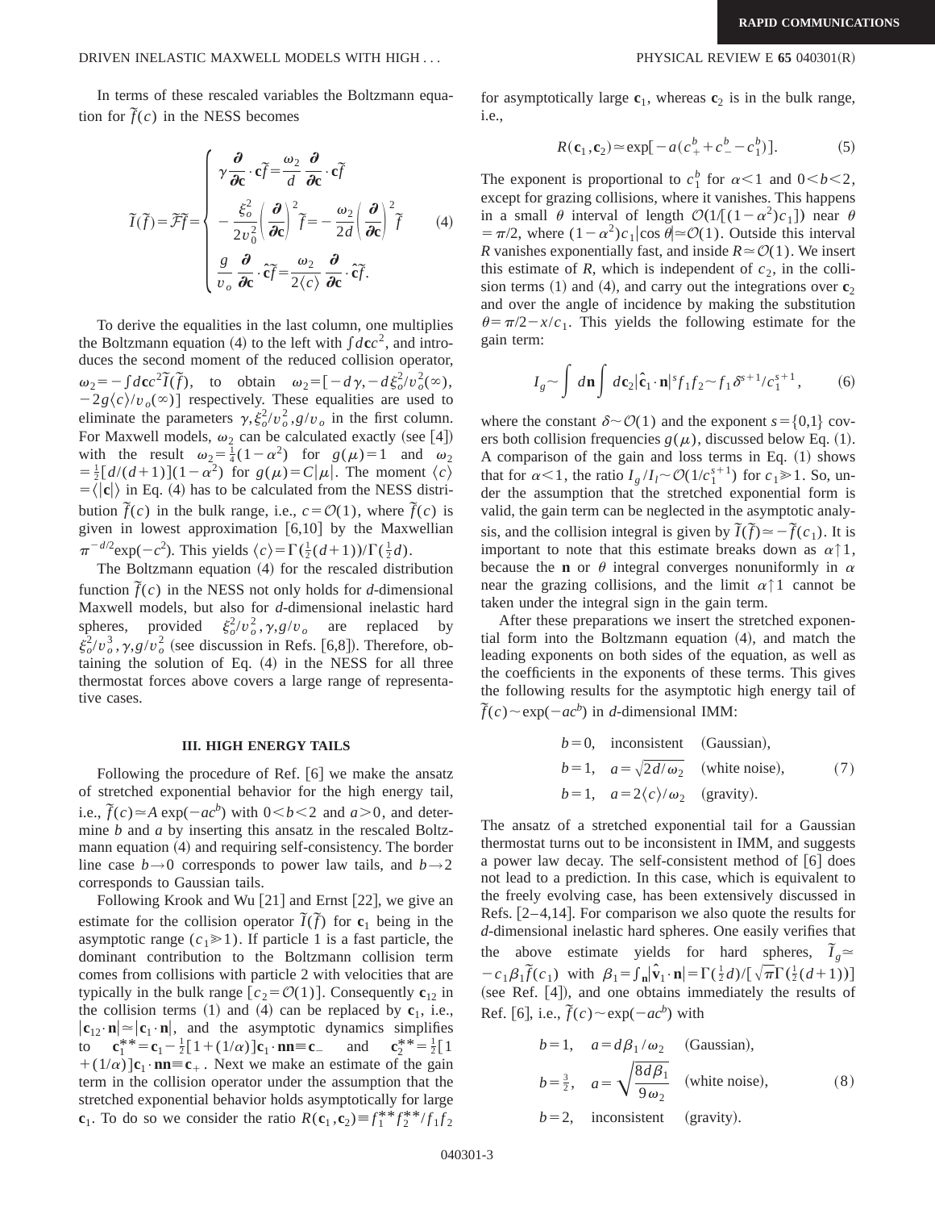In terms of these rescaled variables the Boltzmann equation for $\tilde{f}(c)$ in the NESS becomes

$$
\tilde{I}(\tilde{f}) = \tilde{\mathcal{F}}\tilde{f} = \begin{cases} \gamma \dfrac{\partial}{\partial \mathbf{c}} \cdot \mathbf{c}\tilde{f} = \dfrac{\omega_2}{d} \dfrac{\partial}{\partial \mathbf{c}} \cdot \mathbf{c}\tilde{f} \\ -\dfrac{\xi_o^2}{2v_0^2}\left(\dfrac{\partial}{\partial \mathbf{c}}\right)^2 \tilde{f} = -\dfrac{\omega_2}{2d}\left(\dfrac{\partial}{\partial \mathbf{c}}\right)^2 \tilde{f} \\ \dfrac{g}{v_o} \dfrac{\partial}{\partial \mathbf{c}} \cdot \hat{\mathbf{c}}\tilde{f} = \dfrac{\omega_2}{2\langle c \rangle} \dfrac{\partial}{\partial \mathbf{c}} \cdot \hat{\mathbf{c}}\tilde{f}. \end{cases} \tag{4}
$$

To derive the equalities in the last column, one multiplies the Boltzmann equation (4) to the left with $\int d\mathbf{c}c^2$, and introduces the second moment of the reduced collision operator, $\omega_2 = -\int d\mathbf{c}c^2 \tilde{I}(\tilde{f})$, to obtain $\omega_2 = [-d\gamma, -d\xi_o^2/v_o^2(\infty), -2g\langle c \rangle/v_o(\infty)]$ respectively. These equalities are used to eliminate the parameters $\gamma, \xi_o^2/v_o^2, g/v_o$ in the first column. For Maxwell models, $\omega_2$ can be calculated exactly (see [4]) with the result $\omega_2 = \frac{1}{4}(1-\alpha^2)$ for $g(\mu)=1$ and $\omega_2 = \frac{1}{2}[d/(d+1)](1-\alpha^2)$ for $g(\mu) = C|\mu|$. The moment $\langle c \rangle = \langle |\mathbf{c}| \rangle$ in Eq. (4) has to be calculated from the NESS distribution $\tilde{f}(c)$ in the bulk range, i.e., $c = \mathcal{O}(1)$, where $\tilde{f}(c)$ is given in lowest approximation [6,10] by the Maxwellian $\pi^{-d/2}\exp(-c^2)$. This yields $\langle c \rangle = \Gamma(\frac{1}{2}(d+1))/\Gamma(\frac{1}{2}d)$.

The Boltzmann equation (4) for the rescaled distribution function $\tilde{f}(c)$ in the NESS not only holds for $d$-dimensional Maxwell models, but also for $d$-dimensional inelastic hard spheres, provided $\xi_o^2/v_o^2, \gamma, g/v_o$ are replaced by $\xi_o^2/v_o^3, \gamma, g/v_o^2$ (see discussion in Refs. [6,8]). Therefore, obtaining the solution of Eq. (4) in the NESS for all three thermostat forces above covers a large range of representative cases.

## III. HIGH ENERGY TAILS

Following the procedure of Ref. [6] we make the ansatz of stretched exponential behavior for the high energy tail, i.e., $\tilde{f}(c) \simeq A\exp(-ac^b)$ with $0<b<2$ and $a>0$, and determine $b$ and $a$ by inserting this ansatz in the rescaled Boltzmann equation (4) and requiring self-consistency. The border line case $b \to 0$ corresponds to power law tails, and $b \to 2$ corresponds to Gaussian tails.

Following Krook and Wu [21] and Ernst [22], we give an estimate for the collision operator $\tilde{I}(\tilde{f})$ for $\mathbf{c}_1$ being in the asymptotic range ($c_1 \gg 1$). If particle 1 is a fast particle, the dominant contribution to the Boltzmann collision term comes from collisions with particle 2 with velocities that are typically in the bulk range [$c_2 = \mathcal{O}(1)$]. Consequently $\mathbf{c}_{12}$ in the collision terms (1) and (4) can be replaced by $\mathbf{c}_1$, i.e., $|\mathbf{c}_{12}\cdot\mathbf{n}| \simeq |\mathbf{c}_1\cdot\mathbf{n}|$, and the asymptotic dynamics simplifies to $\mathbf{c}_1^{**} = \mathbf{c}_1 - \frac{1}{2}[1+(1/\alpha)]\mathbf{c}_1\cdot\mathbf{nn} \equiv \mathbf{c}_-$ and $\mathbf{c}_2^{**} = \frac{1}{2}[1+(1/\alpha)]\mathbf{c}_1\cdot\mathbf{nn} \equiv \mathbf{c}_+$. Next we make an estimate of the gain term in the collision operator under the assumption that the stretched exponential behavior holds asymptotically for large $\mathbf{c}_1$. To do so we consider the ratio $R(\mathbf{c}_1,\mathbf{c}_2) \equiv f_1^{**}f_2^{**}/f_1f_2$ for asymptotically large $\mathbf{c}_1$, whereas $\mathbf{c}_2$ is in the bulk range, i.e.,

$$
R(\mathbf{c}_1,\mathbf{c}_2) \simeq \exp[-a(c_+^b + c_-^b - c_1^b)]. \tag{5}
$$

The exponent is proportional to $c_1^b$ for $\alpha<1$ and $0<b<2$, except for grazing collisions, where it vanishes. This happens in a small $\theta$ interval of length $\mathcal{O}(1/[(1-\alpha^2)c_1])$ near $\theta = \pi/2$, where $(1-\alpha^2)c_1|\cos\theta| \simeq \mathcal{O}(1)$. Outside this interval $R$ vanishes exponentially fast, and inside $R \simeq \mathcal{O}(1)$. We insert this estimate of $R$, which is independent of $c_2$, in the collision terms (1) and (4), and carry out the integrations over $\mathbf{c}_2$ and over the angle of incidence by making the substitution $\theta = \pi/2 - x/c_1$. This yields the following estimate for the gain term:

$$
I_g \sim \int d\mathbf{n} \int d\mathbf{c}_2 |\hat{\mathbf{c}}_1\cdot\mathbf{n}|^s f_1 f_2 \sim f_1 \delta^{s+1}/c_1^{s+1}, \tag{6}
$$

where the constant $\delta \sim \mathcal{O}(1)$ and the exponent $s = \{0,1\}$ covers both collision frequencies $g(\mu)$, discussed below Eq. (1). A comparison of the gain and loss terms in Eq. (1) shows that for $\alpha<1$, the ratio $I_g/I_l \sim \mathcal{O}(1/c_1^{s+1})$ for $c_1 \gg 1$. So, under the assumption that the stretched exponential form is valid, the gain term can be neglected in the asymptotic analysis, and the collision integral is given by $\tilde{I}(\tilde{f}) \simeq -\tilde{f}(c_1)$. It is important to note that this estimate breaks down as $\alpha \uparrow 1$, because the $\mathbf{n}$ or $\theta$ integral converges nonuniformly in $\alpha$ near the grazing collisions, and the limit $\alpha \uparrow 1$ cannot be taken under the integral sign in the gain term.

After these preparations we insert the stretched exponential form into the Boltzmann equation (4), and match the leading exponents on both sides of the equation, as well as the coefficients in the exponents of these terms. This gives the following results for the asymptotic high energy tail of $\tilde{f}(c) \sim \exp(-ac^b)$ in $d$-dimensional IMM:

$$
\begin{aligned}
&b=0, \quad \text{inconsistent} \quad \text{(Gaussian)},\\
&b=1, \quad a=\sqrt{2d/\omega_2} \quad \text{(white noise)},\\
&b=1, \quad a=2\langle c \rangle/\omega_2 \quad \text{(gravity)}.
\end{aligned} \tag{7}
$$

The ansatz of a stretched exponential tail for a Gaussian thermostat turns out to be inconsistent in IMM, and suggests a power law decay. The self-consistent method of [6] does not lead to a prediction. In this case, which is equivalent to the freely evolving case, has been extensively discussed in Refs. [2–4,14]. For comparison we also quote the results for $d$-dimensional inelastic hard spheres. One easily verifies that the above estimate yields for hard spheres, $\tilde{I}_g \simeq -c_1\beta_1\tilde{f}(c_1)$ with $\beta_1 = \int_{\mathbf{n}} |\hat{\mathbf{v}}_1\cdot\mathbf{n}| = \Gamma(\frac{1}{2}d)/[\sqrt{\pi}\Gamma(\frac{1}{2}(d+1))]$ (see Ref. [4]), and one obtains immediately the results of Ref. [6], i.e., $\tilde{f}(c) \sim \exp(-ac^b)$ with

$$
\begin{aligned}
&b=1, \quad a=d\beta_1/\omega_2 \quad \text{(Gaussian)},\\
&b=\tfrac{3}{2}, \quad a=\sqrt{\frac{8d\beta_1}{9\omega_2}} \quad \text{(white noise)},\\
&b=2, \quad \text{inconsistent} \quad \text{(gravity)}.
\end{aligned} \tag{8}
$$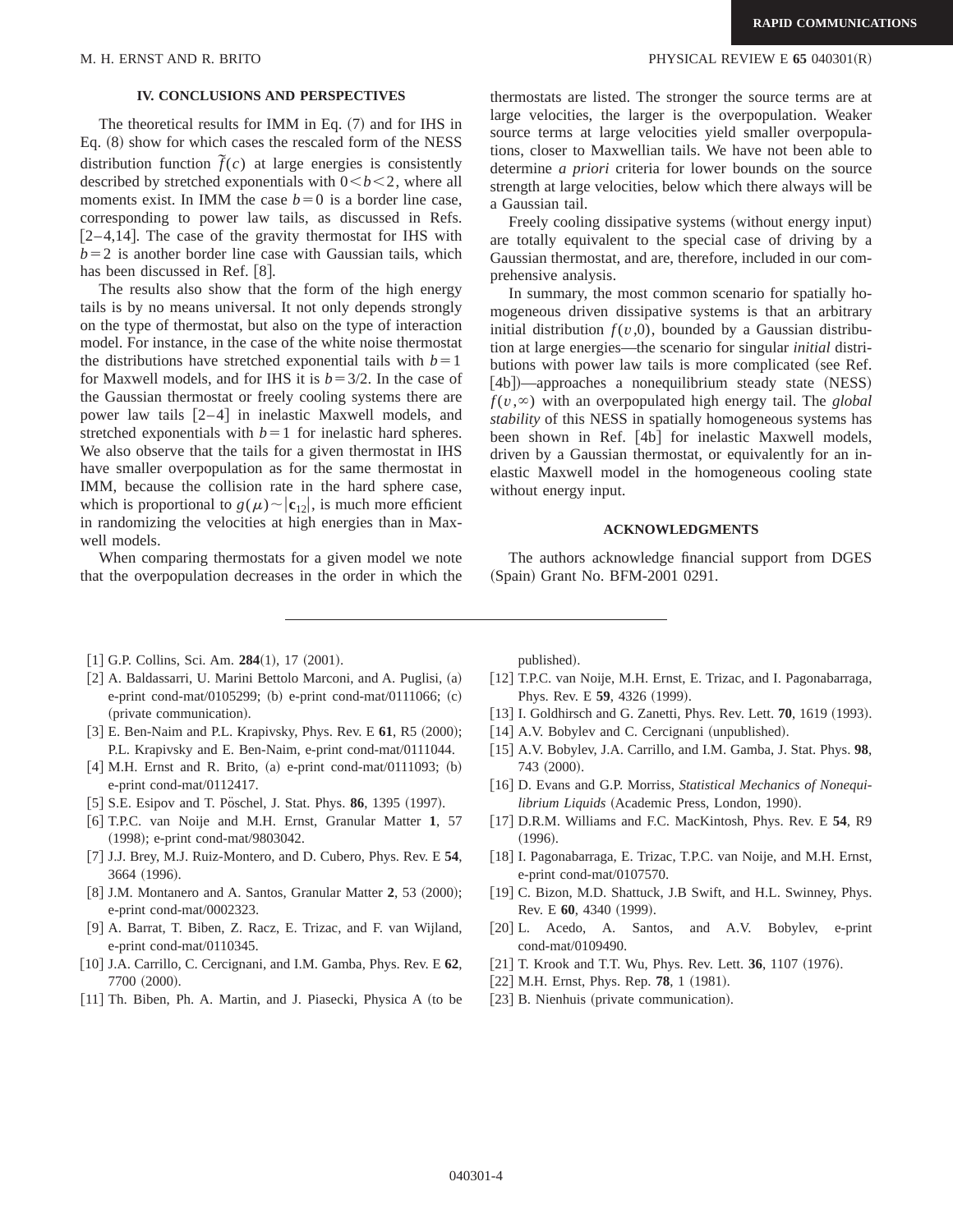### IV. CONCLUSIONS AND PERSPECTIVES

The theoretical results for IMM in Eq. (7) and for IHS in Eq. (8) show for which cases the rescaled form of the NESS distribution function $\tilde{f}(c)$ at large energies is consistently described by stretched exponentials with $0<b<2$, where all moments exist. In IMM the case $b=0$ is a border line case, corresponding to power law tails, as discussed in Refs. [2–4,14]. The case of the gravity thermostat for IHS with $b=2$ is another border line case with Gaussian tails, which has been discussed in Ref. [8].

The results also show that the form of the high energy tails is by no means universal. It not only depends strongly on the type of thermostat, but also on the type of interaction model. For instance, in the case of the white noise thermostat the distributions have stretched exponential tails with $b=1$ for Maxwell models, and for IHS it is $b=3/2$. In the case of the Gaussian thermostat or freely cooling systems there are power law tails [2–4] in inelastic Maxwell models, and stretched exponentials with $b=1$ for inelastic hard spheres. We also observe that the tails for a given thermostat in IHS have smaller overpopulation as for the same thermostat in IMM, because the collision rate in the hard sphere case, which is proportional to $g(\mu)\sim|\mathbf{c}_{12}|$, is much more efficient in randomizing the velocities at high energies than in Maxwell models.

When comparing thermostats for a given model we note that the overpopulation decreases in the order in which the thermostats are listed. The stronger the source terms are at large velocities, the larger is the overpopulation. Weaker source terms at large velocities yield smaller overpopulations, closer to Maxwellian tails. We have not been able to determine *a priori* criteria for lower bounds on the source strength at large velocities, below which there always will be a Gaussian tail.

Freely cooling dissipative systems (without energy input) are totally equivalent to the special case of driving by a Gaussian thermostat, and are, therefore, included in our comprehensive analysis.

In summary, the most common scenario for spatially homogeneous driven dissipative systems is that an arbitrary initial distribution $f(v,0)$, bounded by a Gaussian distribution at large energies—the scenario for singular *initial* distributions with power law tails is more complicated (see Ref. [4b])—approaches a nonequilibrium steady state (NESS) $f(v,\infty)$ with an overpopulated high energy tail. The *global stability* of this NESS in spatially homogeneous systems has been shown in Ref. [4b] for inelastic Maxwell models, driven by a Gaussian thermostat, or equivalently for an inelastic Maxwell model in the homogeneous cooling state without energy input.

### ACKNOWLEDGMENTS

The authors acknowledge financial support from DGES (Spain) Grant No. BFM-2001 0291.

---

[1] G.P. Collins, Sci. Am. **284**(1), 17 (2001).
[2] A. Baldassarri, U. Marini Bettolo Marconi, and A. Puglisi, (a) e-print cond-mat/0105299; (b) e-print cond-mat/0111066; (c) (private communication).
[3] E. Ben-Naim and P.L. Krapivsky, Phys. Rev. E **61**, R5 (2000); P.L. Krapivsky and E. Ben-Naim, e-print cond-mat/0111044.
[4] M.H. Ernst and R. Brito, (a) e-print cond-mat/0111093; (b) e-print cond-mat/0112417.
[5] S.E. Esipov and T. Pöschel, J. Stat. Phys. **86**, 1395 (1997).
[6] T.P.C. van Noije and M.H. Ernst, Granular Matter **1**, 57 (1998); e-print cond-mat/9803042.
[7] J.J. Brey, M.J. Ruiz-Montero, and D. Cubero, Phys. Rev. E **54**, 3664 (1996).
[8] J.M. Montanero and A. Santos, Granular Matter **2**, 53 (2000); e-print cond-mat/0002323.
[9] A. Barrat, T. Biben, Z. Racz, E. Trizac, and F. van Wijland, e-print cond-mat/0110345.
[10] J.A. Carrillo, C. Cercignani, and I.M. Gamba, Phys. Rev. E **62**, 7700 (2000).
[11] Th. Biben, Ph. A. Martin, and J. Piasecki, Physica A (to be published).
[12] T.P.C. van Noije, M.H. Ernst, E. Trizac, and I. Pagonabarraga, Phys. Rev. E **59**, 4326 (1999).
[13] I. Goldhirsch and G. Zanetti, Phys. Rev. Lett. **70**, 1619 (1993).
[14] A.V. Bobylev and C. Cercignani (unpublished).
[15] A.V. Bobylev, J.A. Carrillo, and I.M. Gamba, J. Stat. Phys. **98**, 743 (2000).
[16] D. Evans and G.P. Morriss, *Statistical Mechanics of Nonequilibrium Liquids* (Academic Press, London, 1990).
[17] D.R.M. Williams and F.C. MacKintosh, Phys. Rev. E **54**, R9 (1996).
[18] I. Pagonabarraga, E. Trizac, T.P.C. van Noije, and M.H. Ernst, e-print cond-mat/0107570.
[19] C. Bizon, M.D. Shattuck, J.B Swift, and H.L. Swinney, Phys. Rev. E **60**, 4340 (1999).
[20] L. Acedo, A. Santos, and A.V. Bobylev, e-print cond-mat/0109490.
[21] T. Krook and T.T. Wu, Phys. Rev. Lett. **36**, 1107 (1976).
[22] M.H. Ernst, Phys. Rep. **78**, 1 (1981).
[23] B. Nienhuis (private communication).